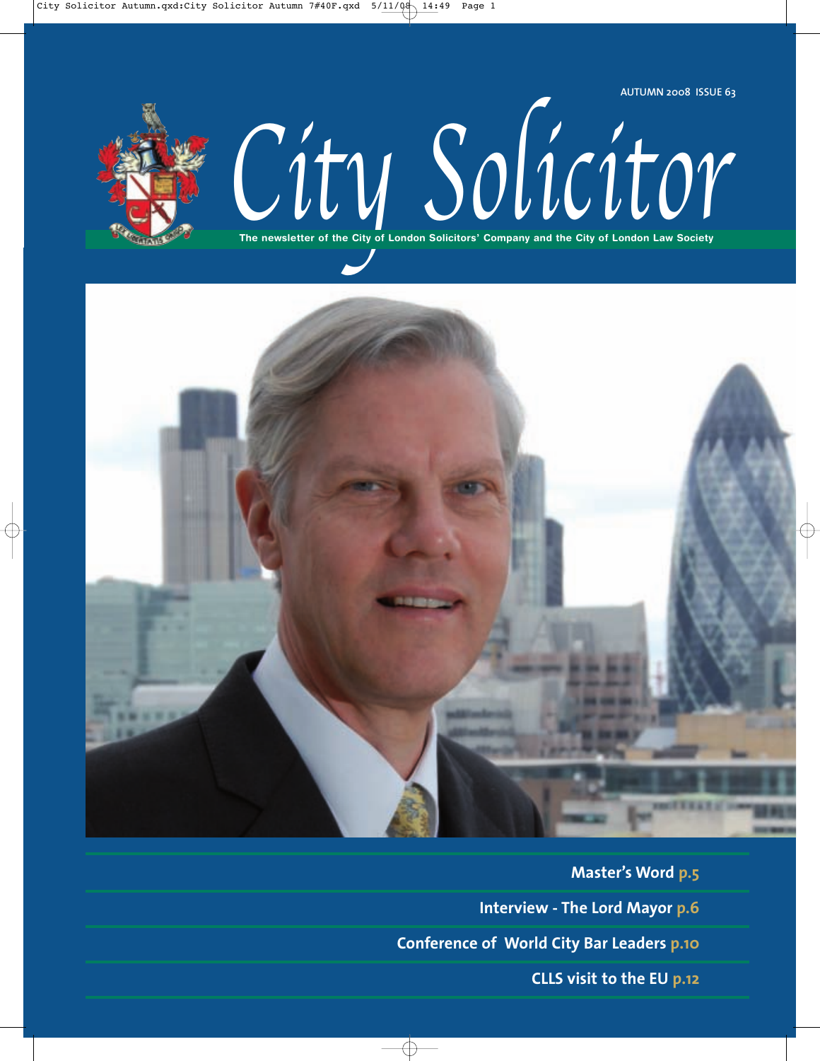AUTUMN 2008 ISSUE 63

# City Solicitor

**The newsletter of the City of London Solicitors' Company and the City of London Law Society**

**Master's Word p.5**

**Interview - The Lord Mayor p.6**

**Conference of World City Bar Leaders p.10**

**CLLS visit to the EU p.12**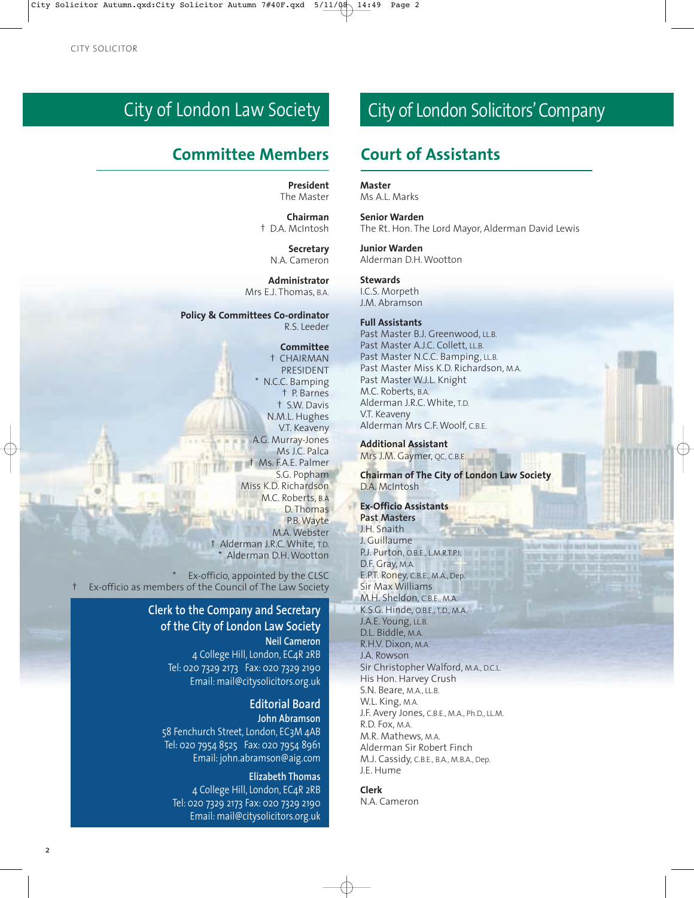# City of London Law Society

## Committee Members

**President**
The Master

**Chairman**
† D.A. McIntosh

**Secretary**
N.A. Cameron

**Administrator**
Mrs E.J. Thomas, B.A.

**Policy & Committees Co-ordinator**
R.S. Leeder

**Committee**
† CHAIRMAN
PRESIDENT
* N.C.C. Bamping
† P. Barnes
† S.W. Davis
N.M.L. Hughes
V.T. Keaveny
A.G. Murray-Jones
Ms J.C. Palca
† Ms. F.A.E. Palmer
S.G. Popham
Miss K.D. Richardson
M.C. Roberts, B.A
D. Thomas
P.B. Wayte
M.A. Webster
† Alderman J.R.C. White, T.D.
* Alderman D.H. Wootton

\* Ex-officio, appointed by the CLSC
† Ex-officio as members of the Council of The Law Society

### Clerk to the Company and Secretary of the City of London Law Society

**Neil Cameron**
4 College Hill, London, EC4R 2RB
Tel: 020 7329 2173 Fax: 020 7329 2190
Email: mail@citysolicitors.org.uk

### Editorial Board

**John Abramson**
58 Fenchurch Street, London, EC3M 4AB
Tel: 020 7954 8525 Fax: 020 7954 8961
Email: john.abramson@aig.com

**Elizabeth Thomas**
4 College Hill, London, EC4R 2RB
Tel: 020 7329 2173 Fax: 020 7329 2190
Email: mail@citysolicitors.org.uk

# City of London Solicitors' Company

## Court of Assistants

**Master**
Ms A.L. Marks

**Senior Warden**
The Rt. Hon. The Lord Mayor, Alderman David Lewis

**Junior Warden**
Alderman D.H. Wootton

**Stewards**
I.C.S. Morpeth
J.M. Abramson

**Full Assistants**
Past Master B.J. Greenwood, LL.B.
Past Master A.J.C. Collett, LL.B.
Past Master N.C.C. Bamping, LL.B.
Past Master Miss K.D. Richardson, M.A.
Past Master W.J.L. Knight
M.C. Roberts, B.A.
Alderman J.R.C. White, T.D.
V.T. Keaveny
Alderman Mrs C.F. Woolf, C.B.E.

**Additional Assistant**
Mrs J.M. Gaymer, QC, C.B.E.

**Chairman of The City of London Law Society**
D.A. McIntosh

**Ex-Officio Assistants**
**Past Masters**
J.H. Snaith
J. Guillaume
P.J. Purton, O.B.E., L.M.R.T.P.I.
D.F. Gray, M.A.
E.P.T. Roney, C.B.E., M.A., Dep.
Sir Max Williams
M.H. Sheldon, C.B.E., M.A.
K.S.G. Hinde, O.B.E., T.D., M.A.
J.A.E. Young, LL.B.
D.L. Biddle, M.A.
R.H.V. Dixon, M.A.
J.A. Rowson
Sir Christopher Walford, M.A., D.C.L.
His Hon. Harvey Crush
S.N. Beare, M.A., LL.B.
W.L. King, M.A.
J.F. Avery Jones, C.B.E., M.A., Ph.D., LL.M.
R.D. Fox, M.A.
M.R. Mathews, M.A.
Alderman Sir Robert Finch
M.J. Cassidy, C.B.E., B.A., M.B.A., Dep.
J.E. Hume

**Clerk**
N.A. Cameron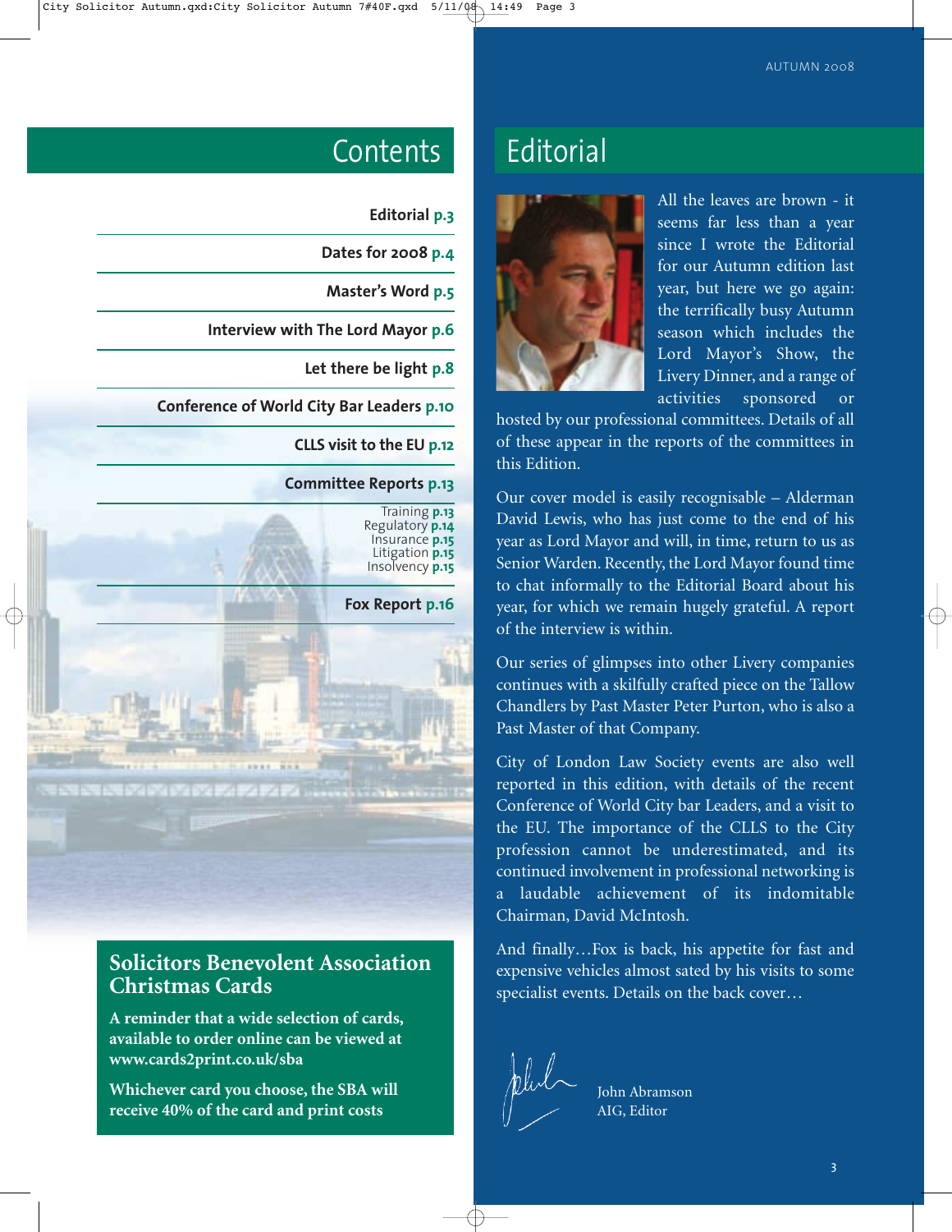## Contents

- Editorial p.3
- Dates for 2008 p.4
- Master's Word p.5
- Interview with The Lord Mayor p.6
- Let there be light p.8
- Conference of World City Bar Leaders p.10
- CLLS visit to the EU p.12
- Committee Reports p.13
  - Training p.13
  - Regulatory p.14
  - Insurance p.15
  - Litigation p.15
  - Insolvency p.15
- Fox Report p.16

### Solicitors Benevolent Association Christmas Cards

**A reminder that a wide selection of cards, available to order online can be viewed at www.cards2print.co.uk/sba**

**Whichever card you choose, the SBA will receive 40% of the card and print costs**

## Editorial

All the leaves are brown - it seems far less than a year since I wrote the Editorial for our Autumn edition last year, but here we go again: the terrifically busy Autumn season which includes the Lord Mayor's Show, the Livery Dinner, and a range of activities sponsored or hosted by our professional committees. Details of all of these appear in the reports of the committees in this Edition.

Our cover model is easily recognisable – Alderman David Lewis, who has just come to the end of his year as Lord Mayor and will, in time, return to us as Senior Warden. Recently, the Lord Mayor found time to chat informally to the Editorial Board about his year, for which we remain hugely grateful. A report of the interview is within.

Our series of glimpses into other Livery companies continues with a skilfully crafted piece on the Tallow Chandlers by Past Master Peter Purton, who is also a Past Master of that Company.

City of London Law Society events are also well reported in this edition, with details of the recent Conference of World City bar Leaders, and a visit to the EU. The importance of the CLLS to the City profession cannot be underestimated, and its continued involvement in professional networking is a laudable achievement of its indomitable Chairman, David McIntosh.

And finally…Fox is back, his appetite for fast and expensive vehicles almost sated by his visits to some specialist events. Details on the back cover…

John Abramson
AIG, Editor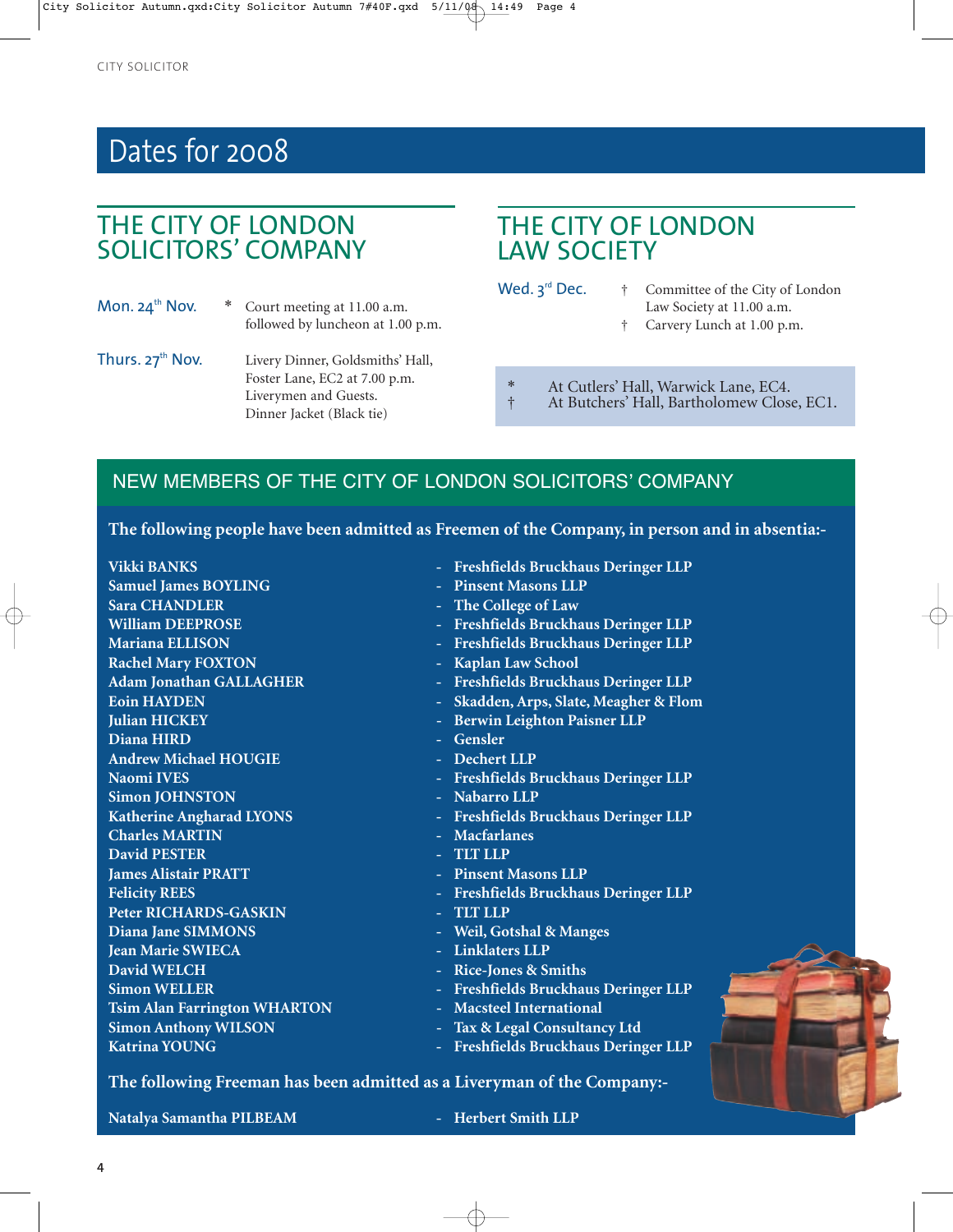# Dates for 2008

## THE CITY OF LONDON SOLICITORS' COMPANY

**Mon. 24th Nov.** * Court meeting at 11.00 a.m. followed by luncheon at 1.00 p.m.

**Thurs. 27th Nov.** Livery Dinner, Goldsmiths' Hall, Foster Lane, EC2 at 7.00 p.m. Liverymen and Guests. Dinner Jacket (Black tie)

## THE CITY OF LONDON LAW SOCIETY

**Wed. 3rd Dec.** † Committee of the City of London Law Society at 11.00 a.m.
† Carvery Lunch at 1.00 p.m.

\* At Cutlers' Hall, Warwick Lane, EC4.
† At Butchers' Hall, Bartholomew Close, EC1.

## NEW MEMBERS OF THE CITY OF LONDON SOLICITORS' COMPANY

**The following people have been admitted as Freemen of the Company, in person and in absentia:-**

**Vikki BANKS** - **Freshfields Bruckhaus Deringer LLP**
**Samuel James BOYLING** - **Pinsent Masons LLP**
**Sara CHANDLER** - **The College of Law**
**William DEEPROSE** - **Freshfields Bruckhaus Deringer LLP**
**Mariana ELLISON** - **Freshfields Bruckhaus Deringer LLP**
**Rachel Mary FOXTON** - **Kaplan Law School**
**Adam Jonathan GALLAGHER** - **Freshfields Bruckhaus Deringer LLP**
**Eoin HAYDEN** - **Skadden, Arps, Slate, Meagher & Flom**
**Julian HICKEY** - **Berwin Leighton Paisner LLP**
**Diana HIRD** - **Gensler**
**Andrew Michael HOUGIE** - **Dechert LLP**
**Naomi IVES** - **Freshfields Bruckhaus Deringer LLP**
**Simon JOHNSTON** - **Nabarro LLP**
**Katherine Angharad LYONS** - **Freshfields Bruckhaus Deringer LLP**
**Charles MARTIN** - **Macfarlanes**
**David PESTER** - **TLT LLP**
**James Alistair PRATT** - **Pinsent Masons LLP**
**Felicity REES** - **Freshfields Bruckhaus Deringer LLP**
**Peter RICHARDS-GASKIN** - **TLT LLP**
**Diana Jane SIMMONS** - **Weil, Gotshal & Manges**
**Jean Marie SWIECA** - **Linklaters LLP**
**David WELCH** - **Rice-Jones & Smiths**
**Simon WELLER** - **Freshfields Bruckhaus Deringer LLP**
**Tsim Alan Farrington WHARTON** - **Macsteel International**
**Simon Anthony WILSON** - **Tax & Legal Consultancy Ltd**
**Katrina YOUNG** - **Freshfields Bruckhaus Deringer LLP**

**The following Freeman has been admitted as a Liveryman of the Company:-**

**Natalya Samantha PILBEAM** - **Herbert Smith LLP**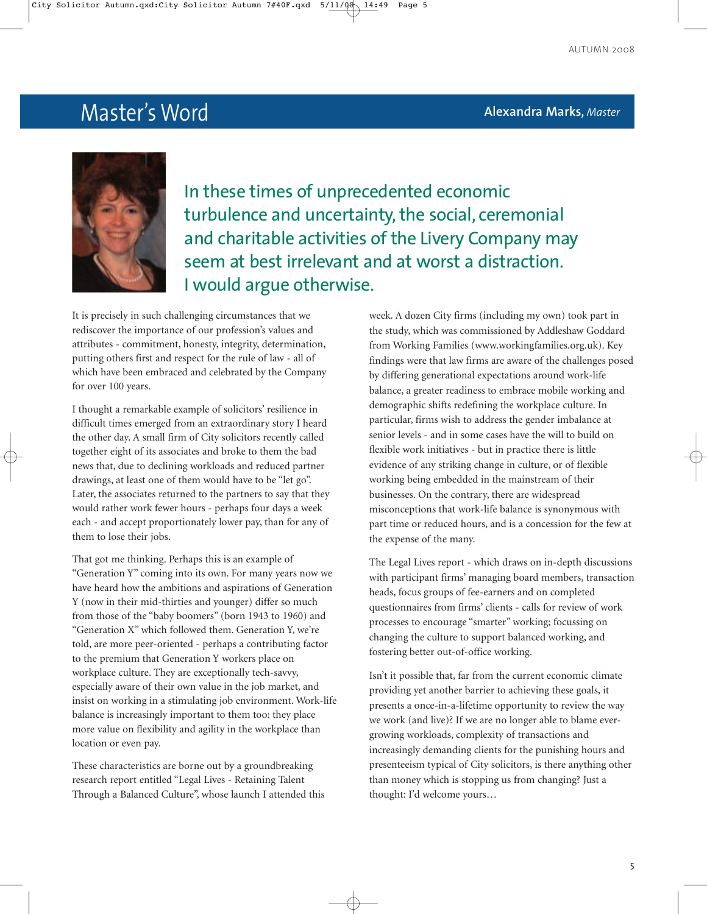## Master's Word

**Alexandra Marks,** *Master*

In these times of unprecedented economic turbulence and uncertainty, the social, ceremonial and charitable activities of the Livery Company may seem at best irrelevant and at worst a distraction. I would argue otherwise.

It is precisely in such challenging circumstances that we rediscover the importance of our profession's values and attributes - commitment, honesty, integrity, determination, putting others first and respect for the rule of law - all of which have been embraced and celebrated by the Company for over 100 years.

I thought a remarkable example of solicitors' resilience in difficult times emerged from an extraordinary story I heard the other day. A small firm of City solicitors recently called together eight of its associates and broke to them the bad news that, due to declining workloads and reduced partner drawings, at least one of them would have to be "let go". Later, the associates returned to the partners to say that they would rather work fewer hours - perhaps four days a week each - and accept proportionately lower pay, than for any of them to lose their jobs.

That got me thinking. Perhaps this is an example of "Generation Y" coming into its own. For many years now we have heard how the ambitions and aspirations of Generation Y (now in their mid-thirties and younger) differ so much from those of the "baby boomers" (born 1943 to 1960) and "Generation X" which followed them. Generation Y, we're told, are more peer-oriented - perhaps a contributing factor to the premium that Generation Y workers place on workplace culture. They are exceptionally tech-savvy, especially aware of their own value in the job market, and insist on working in a stimulating job environment. Work-life balance is increasingly important to them too: they place more value on flexibility and agility in the workplace than location or even pay.

These characteristics are borne out by a groundbreaking research report entitled "Legal Lives - Retaining Talent Through a Balanced Culture", whose launch I attended this week. A dozen City firms (including my own) took part in the study, which was commissioned by Addleshaw Goddard from Working Families (www.workingfamilies.org.uk). Key findings were that law firms are aware of the challenges posed by differing generational expectations around work-life balance, a greater readiness to embrace mobile working and demographic shifts redefining the workplace culture. In particular, firms wish to address the gender imbalance at senior levels - and in some cases have the will to build on flexible work initiatives - but in practice there is little evidence of any striking change in culture, or of flexible working being embedded in the mainstream of their businesses. On the contrary, there are widespread misconceptions that work-life balance is synonymous with part time or reduced hours, and is a concession for the few at the expense of the many.

The Legal Lives report - which draws on in-depth discussions with participant firms' managing board members, transaction heads, focus groups of fee-earners and on completed questionnaires from firms' clients - calls for review of work processes to encourage "smarter" working; focussing on changing the culture to support balanced working, and fostering better out-of-office working.

Isn't it possible that, far from the current economic climate providing yet another barrier to achieving these goals, it presents a once-in-a-lifetime opportunity to review the way we work (and live)? If we are no longer able to blame ever-growing workloads, complexity of transactions and increasingly demanding clients for the punishing hours and presenteeism typical of City solicitors, is there anything other than money which is stopping us from changing? Just a thought: I'd welcome yours…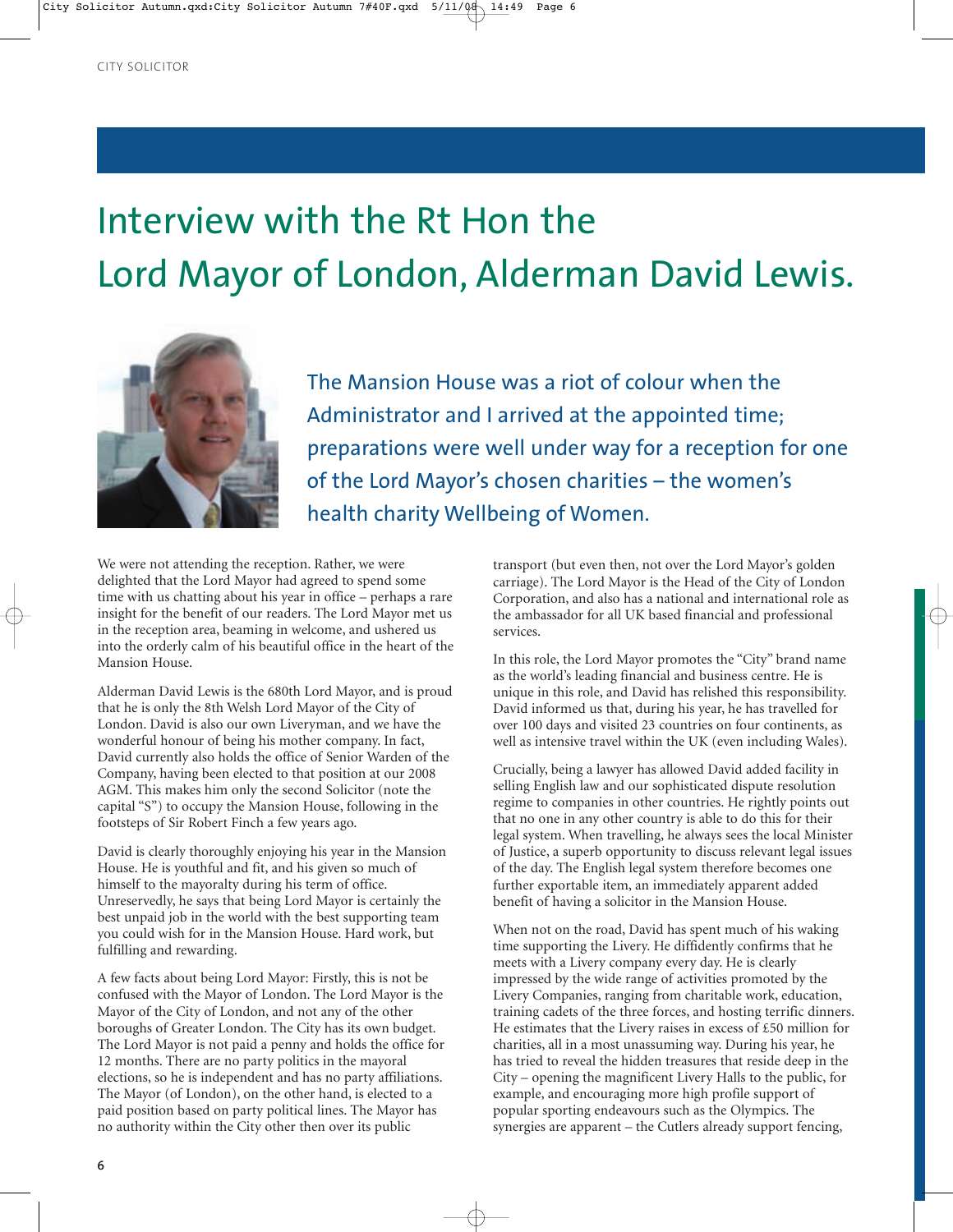# Interview with the Rt Hon the Lord Mayor of London, Alderman David Lewis.

The Mansion House was a riot of colour when the Administrator and I arrived at the appointed time; preparations were well under way for a reception for one of the Lord Mayor's chosen charities – the women's health charity Wellbeing of Women.

We were not attending the reception. Rather, we were delighted that the Lord Mayor had agreed to spend some time with us chatting about his year in office – perhaps a rare insight for the benefit of our readers. The Lord Mayor met us in the reception area, beaming in welcome, and ushered us into the orderly calm of his beautiful office in the heart of the Mansion House.

Alderman David Lewis is the 680th Lord Mayor, and is proud that he is only the 8th Welsh Lord Mayor of the City of London. David is also our own Liveryman, and we have the wonderful honour of being his mother company. In fact, David currently also holds the office of Senior Warden of the Company, having been elected to that position at our 2008 AGM. This makes him only the second Solicitor (note the capital "S") to occupy the Mansion House, following in the footsteps of Sir Robert Finch a few years ago.

David is clearly thoroughly enjoying his year in the Mansion House. He is youthful and fit, and his given so much of himself to the mayoralty during his term of office. Unreservedly, he says that being Lord Mayor is certainly the best unpaid job in the world with the best supporting team you could wish for in the Mansion House. Hard work, but fulfilling and rewarding.

A few facts about being Lord Mayor: Firstly, this is not be confused with the Mayor of London. The Lord Mayor is the Mayor of the City of London, and not any of the other boroughs of Greater London. The City has its own budget. The Lord Mayor is not paid a penny and holds the office for 12 months. There are no party politics in the mayoral elections, so he is independent and has no party affiliations. The Mayor (of London), on the other hand, is elected to a paid position based on party political lines. The Mayor has no authority within the City other then over its public transport (but even then, not over the Lord Mayor's golden carriage). The Lord Mayor is the Head of the City of London Corporation, and also has a national and international role as the ambassador for all UK based financial and professional services.

In this role, the Lord Mayor promotes the "City" brand name as the world's leading financial and business centre. He is unique in this role, and David has relished this responsibility. David informed us that, during his year, he has travelled for over 100 days and visited 23 countries on four continents, as well as intensive travel within the UK (even including Wales).

Crucially, being a lawyer has allowed David added facility in selling English law and our sophisticated dispute resolution regime to companies in other countries. He rightly points out that no one in any other country is able to do this for their legal system. When travelling, he always sees the local Minister of Justice, a superb opportunity to discuss relevant legal issues of the day. The English legal system therefore becomes one further exportable item, an immediately apparent added benefit of having a solicitor in the Mansion House.

When not on the road, David has spent much of his waking time supporting the Livery. He diffidently confirms that he meets with a Livery company every day. He is clearly impressed by the wide range of activities promoted by the Livery Companies, ranging from charitable work, education, training cadets of the three forces, and hosting terrific dinners. He estimates that the Livery raises in excess of £50 million for charities, all in a most unassuming way. During his year, he has tried to reveal the hidden treasures that reside deep in the City – opening the magnificent Livery Halls to the public, for example, and encouraging more high profile support of popular sporting endeavours such as the Olympics. The synergies are apparent – the Cutlers already support fencing,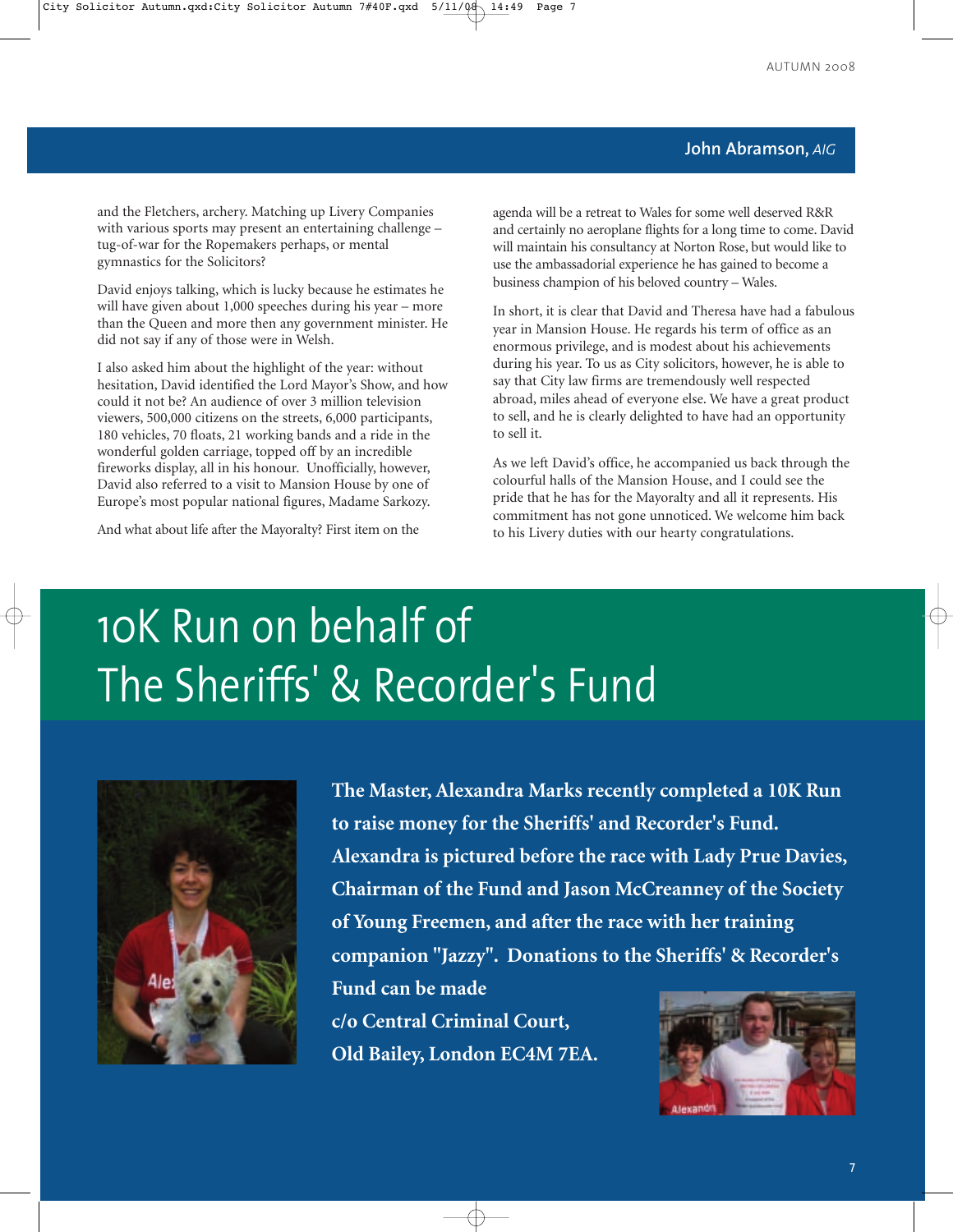**John Abramson,** *AIG*

and the Fletchers, archery. Matching up Livery Companies with various sports may present an entertaining challenge – tug-of-war for the Ropemakers perhaps, or mental gymnastics for the Solicitors?

David enjoys talking, which is lucky because he estimates he will have given about 1,000 speeches during his year – more than the Queen and more then any government minister. He did not say if any of those were in Welsh.

I also asked him about the highlight of the year: without hesitation, David identified the Lord Mayor's Show, and how could it not be? An audience of over 3 million television viewers, 500,000 citizens on the streets, 6,000 participants, 180 vehicles, 70 floats, 21 working bands and a ride in the wonderful golden carriage, topped off by an incredible fireworks display, all in his honour. Unofficially, however, David also referred to a visit to Mansion House by one of Europe's most popular national figures, Madame Sarkozy.

And what about life after the Mayoralty? First item on the agenda will be a retreat to Wales for some well deserved R&R and certainly no aeroplane flights for a long time to come. David will maintain his consultancy at Norton Rose, but would like to use the ambassadorial experience he has gained to become a business champion of his beloved country – Wales.

In short, it is clear that David and Theresa have had a fabulous year in Mansion House. He regards his term of office as an enormous privilege, and is modest about his achievements during his year. To us as City solicitors, however, he is able to say that City law firms are tremendously well respected abroad, miles ahead of everyone else. We have a great product to sell, and he is clearly delighted to have had an opportunity to sell it.

As we left David's office, he accompanied us back through the colourful halls of the Mansion House, and I could see the pride that he has for the Mayoralty and all it represents. His commitment has not gone unnoticed. We welcome him back to his Livery duties with our hearty congratulations.

# 10K Run on behalf of The Sheriffs' & Recorder's Fund

**The Master, Alexandra Marks recently completed a 10K Run to raise money for the Sheriffs' and Recorder's Fund. Alexandra is pictured before the race with Lady Prue Davies, Chairman of the Fund and Jason McCreanney of the Society of Young Freemen, and after the race with her training companion "Jazzy". Donations to the Sheriffs' & Recorder's Fund can be made c/o Central Criminal Court, Old Bailey, London EC4M 7EA.**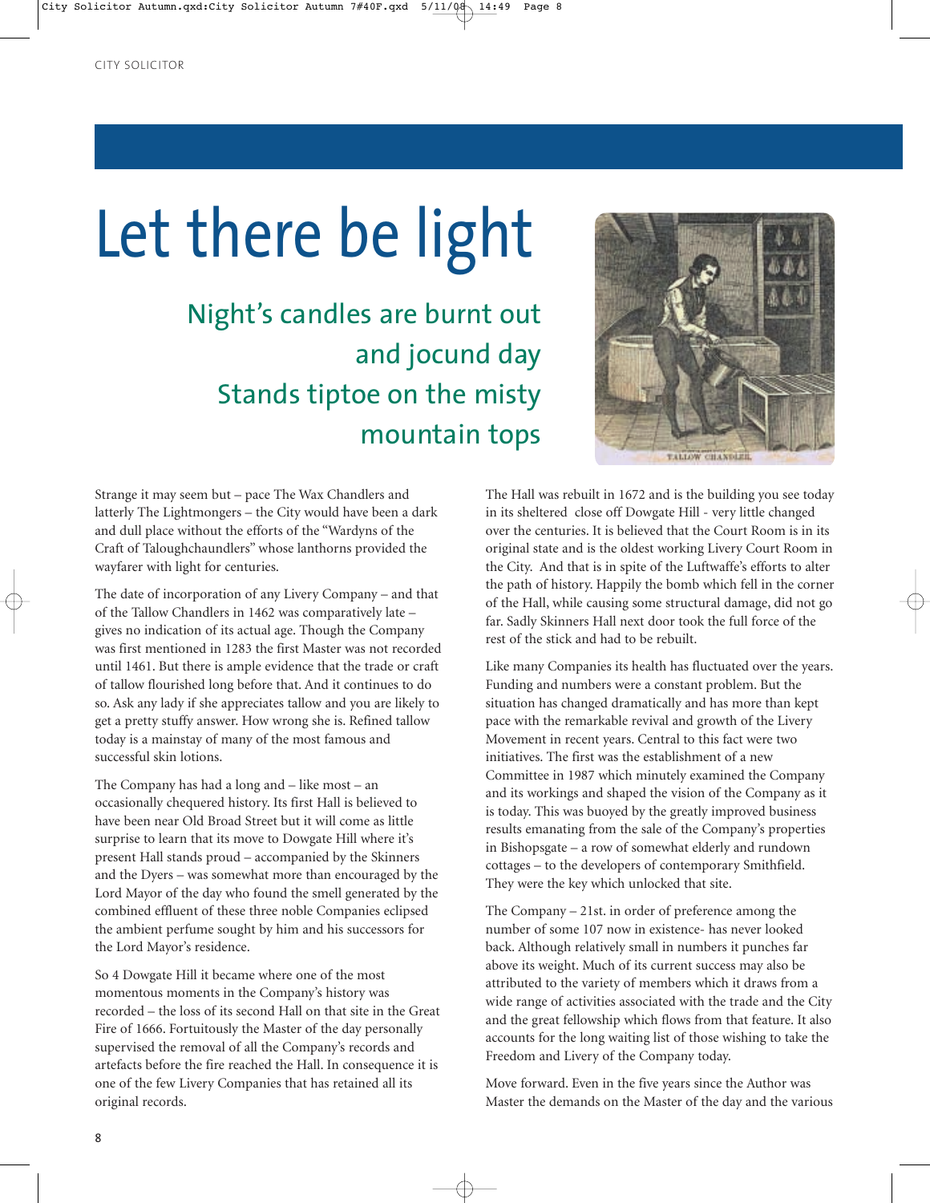# Let there be light

## Night's candles are burnt out and jocund day Stands tiptoe on the misty mountain tops

TALLOW CHANDLER

Strange it may seem but – pace The Wax Chandlers and latterly The Lightmongers – the City would have been a dark and dull place without the efforts of the "Wardyns of the Craft of Taloughchaundlers" whose lanthorns provided the wayfarer with light for centuries.

The date of incorporation of any Livery Company – and that of the Tallow Chandlers in 1462 was comparatively late – gives no indication of its actual age. Though the Company was first mentioned in 1283 the first Master was not recorded until 1461. But there is ample evidence that the trade or craft of tallow flourished long before that. And it continues to do so. Ask any lady if she appreciates tallow and you are likely to get a pretty stuffy answer. How wrong she is. Refined tallow today is a mainstay of many of the most famous and successful skin lotions.

The Company has had a long and – like most – an occasionally chequered history. Its first Hall is believed to have been near Old Broad Street but it will come as little surprise to learn that its move to Dowgate Hill where it's present Hall stands proud – accompanied by the Skinners and the Dyers – was somewhat more than encouraged by the Lord Mayor of the day who found the smell generated by the combined effluent of these three noble Companies eclipsed the ambient perfume sought by him and his successors for the Lord Mayor's residence.

So 4 Dowgate Hill it became where one of the most momentous moments in the Company's history was recorded – the loss of its second Hall on that site in the Great Fire of 1666. Fortuitously the Master of the day personally supervised the removal of all the Company's records and artefacts before the fire reached the Hall. In consequence it is one of the few Livery Companies that has retained all its original records.

The Hall was rebuilt in 1672 and is the building you see today in its sheltered close off Dowgate Hill - very little changed over the centuries. It is believed that the Court Room is in its original state and is the oldest working Livery Court Room in the City. And that is in spite of the Luftwaffe's efforts to alter the path of history. Happily the bomb which fell in the corner of the Hall, while causing some structural damage, did not go far. Sadly Skinners Hall next door took the full force of the rest of the stick and had to be rebuilt.

Like many Companies its health has fluctuated over the years. Funding and numbers were a constant problem. But the situation has changed dramatically and has more than kept pace with the remarkable revival and growth of the Livery Movement in recent years. Central to this fact were two initiatives. The first was the establishment of a new Committee in 1987 which minutely examined the Company and its workings and shaped the vision of the Company as it is today. This was buoyed by the greatly improved business results emanating from the sale of the Company's properties in Bishopsgate – a row of somewhat elderly and rundown cottages – to the developers of contemporary Smithfield. They were the key which unlocked that site.

The Company – 21st. in order of preference among the number of some 107 now in existence- has never looked back. Although relatively small in numbers it punches far above its weight. Much of its current success may also be attributed to the variety of members which it draws from a wide range of activities associated with the trade and the City and the great fellowship which flows from that feature. It also accounts for the long waiting list of those wishing to take the Freedom and Livery of the Company today.

Move forward. Even in the five years since the Author was Master the demands on the Master of the day and the various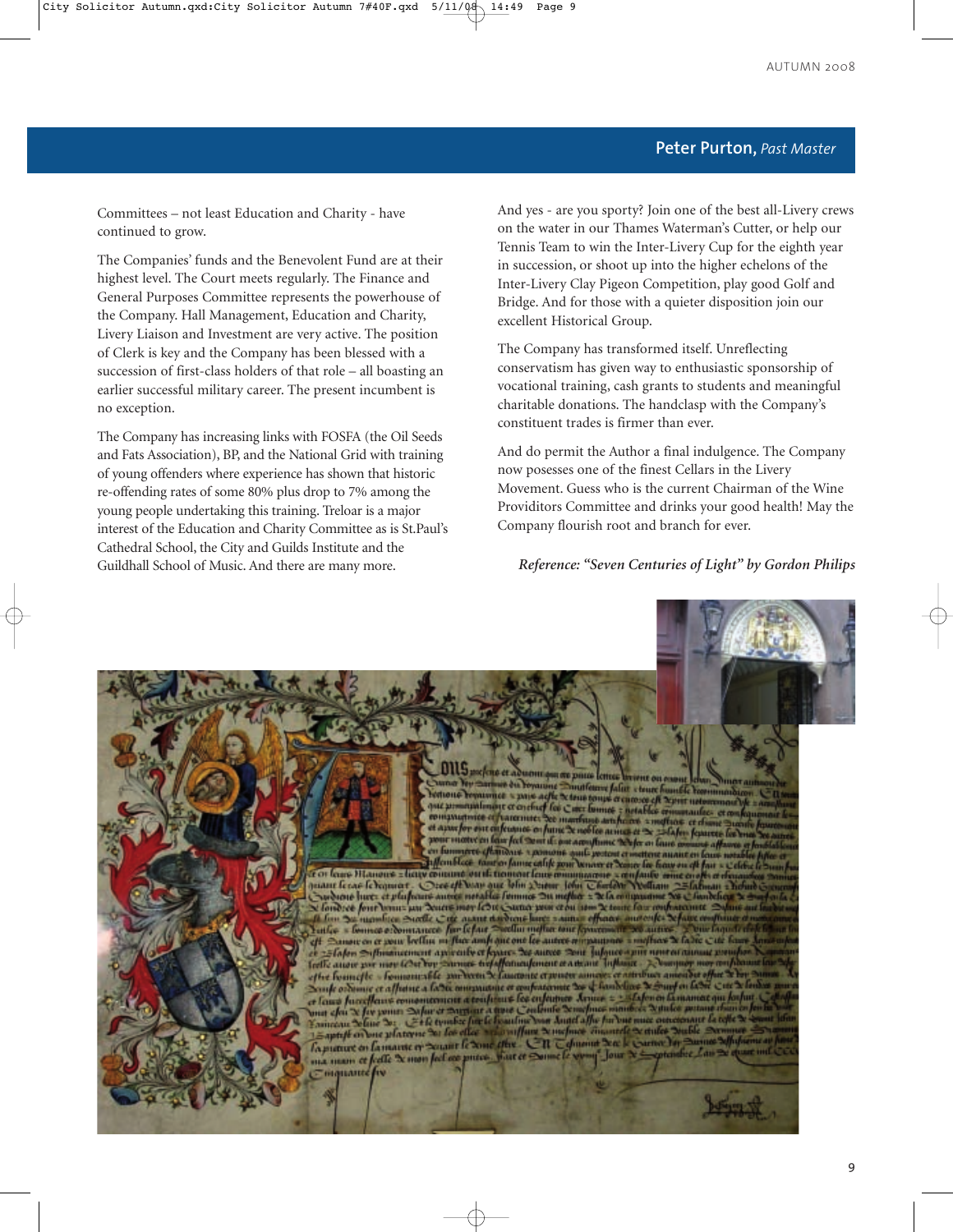**Peter Purton,** *Past Master*

Committees – not least Education and Charity - have continued to grow.

The Companies' funds and the Benevolent Fund are at their highest level. The Court meets regularly. The Finance and General Purposes Committee represents the powerhouse of the Company. Hall Management, Education and Charity, Livery Liaison and Investment are very active. The position of Clerk is key and the Company has been blessed with a succession of first-class holders of that role – all boasting an earlier successful military career. The present incumbent is no exception.

The Company has increasing links with FOSFA (the Oil Seeds and Fats Association), BP, and the National Grid with training of young offenders where experience has shown that historic re-offending rates of some 80% plus drop to 7% among the young people undertaking this training. Treloar is a major interest of the Education and Charity Committee as is St.Paul's Cathedral School, the City and Guilds Institute and the Guildhall School of Music. And there are many more.

And yes - are you sporty? Join one of the best all-Livery crews on the water in our Thames Waterman's Cutter, or help our Tennis Team to win the Inter-Livery Cup for the eighth year in succession, or shoot up into the higher echelons of the Inter-Livery Clay Pigeon Competition, play good Golf and Bridge. And for those with a quieter disposition join our excellent Historical Group.

The Company has transformed itself. Unreflecting conservatism has given way to enthusiastic sponsorship of vocational training, cash grants to students and meaningful charitable donations. The handclasp with the Company's constituent trades is firmer than ever.

And do permit the Author a final indulgence. The Company now posesses one of the finest Cellars in the Livery Movement. Guess who is the current Chairman of the Wine Providitors Committee and drinks your good health! May the Company flourish root and branch for ever.

*Reference: "Seven Centuries of Light" by Gordon Philips*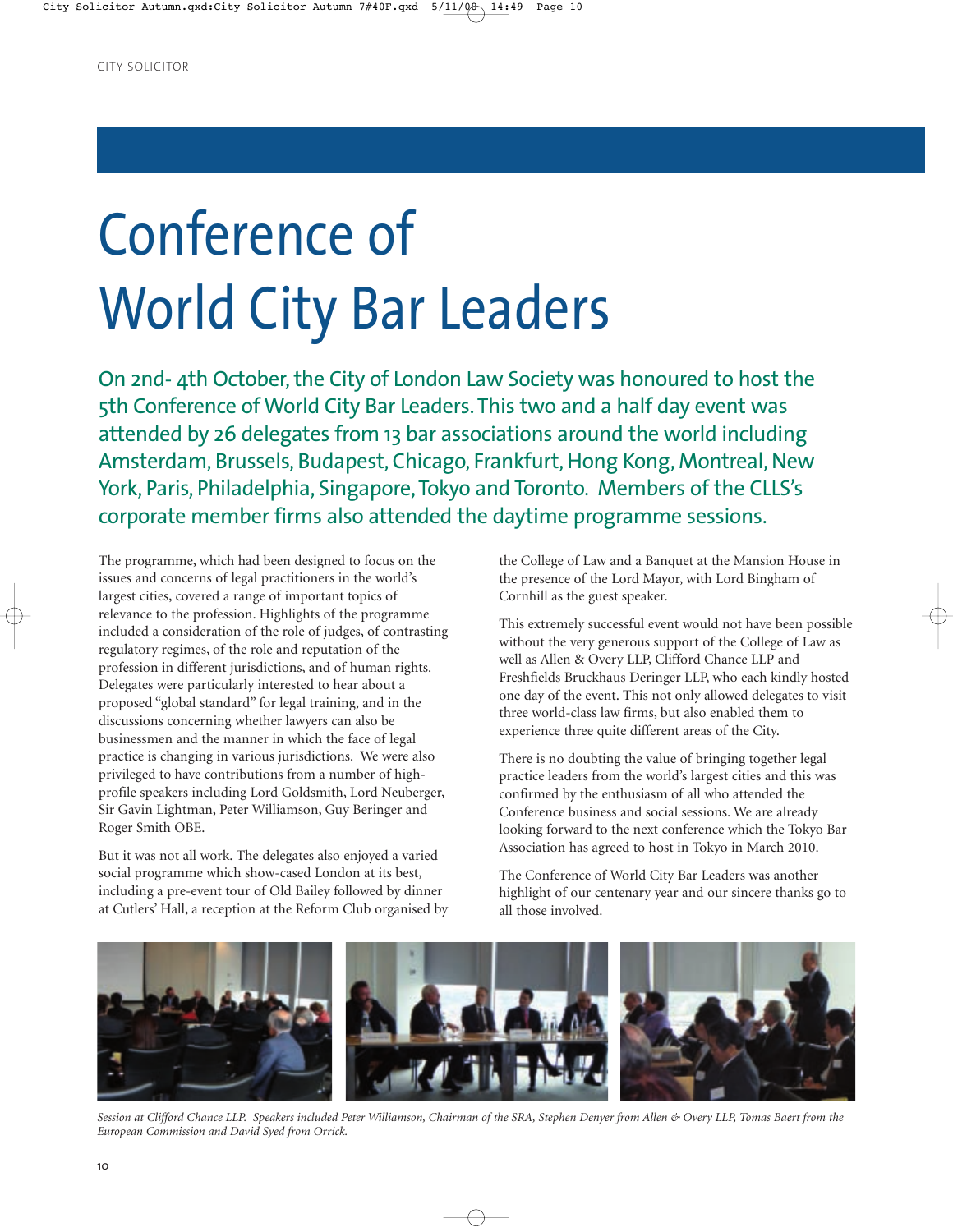# Conference of World City Bar Leaders

**On 2nd- 4th October, the City of London Law Society was honoured to host the 5th Conference of World City Bar Leaders. This two and a half day event was attended by 26 delegates from 13 bar associations around the world including Amsterdam, Brussels, Budapest, Chicago, Frankfurt, Hong Kong, Montreal, New York, Paris, Philadelphia, Singapore, Tokyo and Toronto. Members of the CLLS's corporate member firms also attended the daytime programme sessions.**

The programme, which had been designed to focus on the issues and concerns of legal practitioners in the world's largest cities, covered a range of important topics of relevance to the profession. Highlights of the programme included a consideration of the role of judges, of contrasting regulatory regimes, of the role and reputation of the profession in different jurisdictions, and of human rights. Delegates were particularly interested to hear about a proposed "global standard" for legal training, and in the discussions concerning whether lawyers can also be businessmen and the manner in which the face of legal practice is changing in various jurisdictions. We were also privileged to have contributions from a number of high-profile speakers including Lord Goldsmith, Lord Neuberger, Sir Gavin Lightman, Peter Williamson, Guy Beringer and Roger Smith OBE.

But it was not all work. The delegates also enjoyed a varied social programme which show-cased London at its best, including a pre-event tour of Old Bailey followed by dinner at Cutlers' Hall, a reception at the Reform Club organised by the College of Law and a Banquet at the Mansion House in the presence of the Lord Mayor, with Lord Bingham of Cornhill as the guest speaker.

This extremely successful event would not have been possible without the very generous support of the College of Law as well as Allen & Overy LLP, Clifford Chance LLP and Freshfields Bruckhaus Deringer LLP, who each kindly hosted one day of the event. This not only allowed delegates to visit three world-class law firms, but also enabled them to experience three quite different areas of the City.

There is no doubting the value of bringing together legal practice leaders from the world's largest cities and this was confirmed by the enthusiasm of all who attended the Conference business and social sessions. We are already looking forward to the next conference which the Tokyo Bar Association has agreed to host in Tokyo in March 2010.

The Conference of World City Bar Leaders was another highlight of our centenary year and our sincere thanks go to all those involved.

*Session at Clifford Chance LLP. Speakers included Peter Williamson, Chairman of the SRA, Stephen Denyer from Allen & Overy LLP, Tomas Baert from the European Commission and David Syed from Orrick.*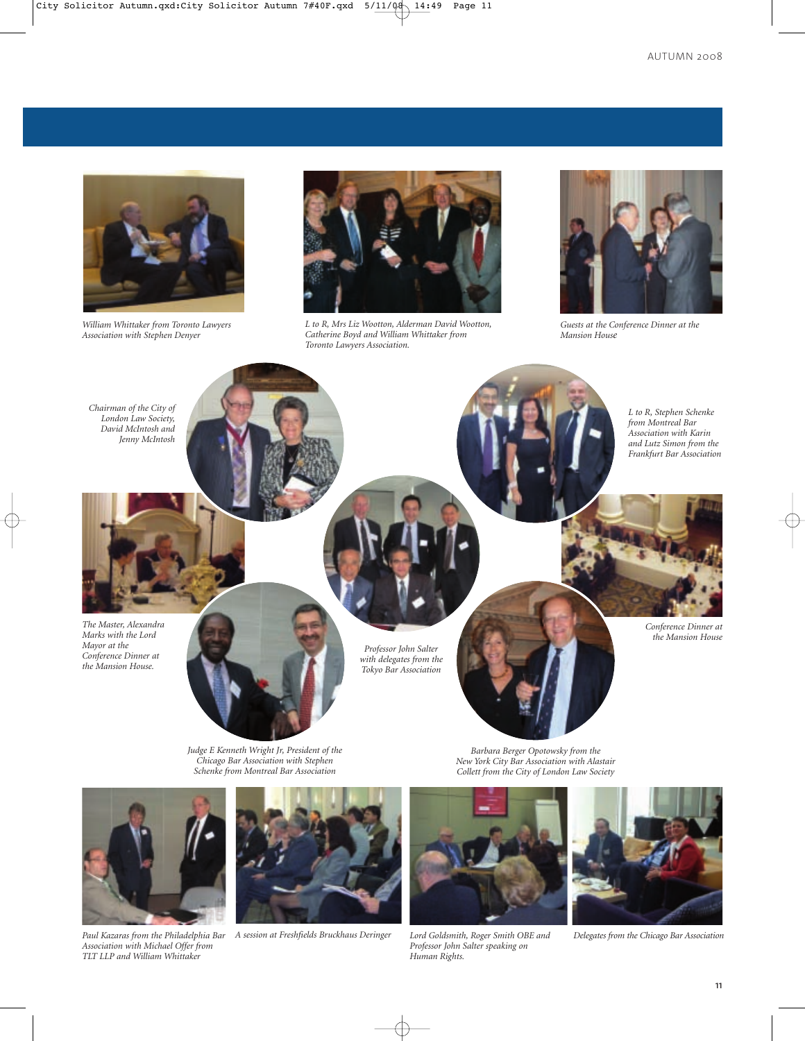William Whittaker from Toronto Lawyers Association with Stephen Denyer

L to R, Mrs Liz Wootton, Alderman David Wootton, Catherine Boyd and William Whittaker from Toronto Lawyers Association.

Guests at the Conference Dinner at the Mansion House

Chairman of the City of London Law Society, David McIntosh and Jenny McIntosh

L to R, Stephen Schenke from Montreal Bar Association with Karin and Lutz Simon from the Frankfurt Bar Association

The Master, Alexandra Marks with the Lord Mayor at the Conference Dinner at the Mansion House.

Professor John Salter with delegates from the Tokyo Bar Association

Conference Dinner at the Mansion House

Judge E Kenneth Wright Jr, President of the Chicago Bar Association with Stephen Schenke from Montreal Bar Association

Barbara Berger Opotowsky from the New York City Bar Association with Alastair Collett from the City of London Law Society

Paul Kazaras from the Philadelphia Bar Association with Michael Offer from TLT LLP and William Whittaker

A session at Freshfields Bruckhaus Deringer

Lord Goldsmith, Roger Smith OBE and Professor John Salter speaking on Human Rights.

Delegates from the Chicago Bar Association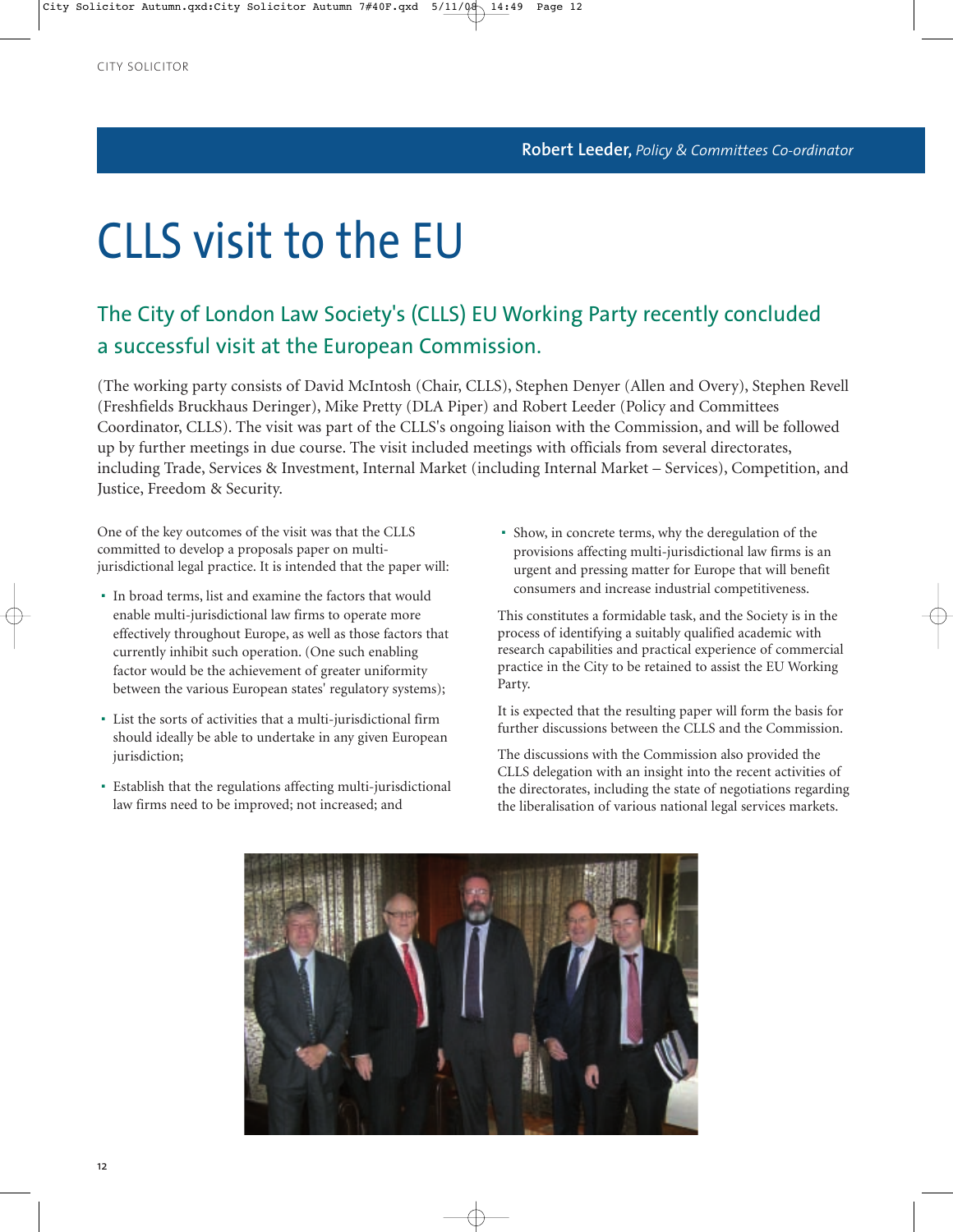**Robert Leeder,** *Policy & Committees Co-ordinator*

# CLLS visit to the EU

## The City of London Law Society's (CLLS) EU Working Party recently concluded a successful visit at the European Commission.

(The working party consists of David McIntosh (Chair, CLLS), Stephen Denyer (Allen and Overy), Stephen Revell (Freshfields Bruckhaus Deringer), Mike Pretty (DLA Piper) and Robert Leeder (Policy and Committees Coordinator, CLLS). The visit was part of the CLLS's ongoing liaison with the Commission, and will be followed up by further meetings in due course. The visit included meetings with officials from several directorates, including Trade, Services & Investment, Internal Market (including Internal Market – Services), Competition, and Justice, Freedom & Security.

One of the key outcomes of the visit was that the CLLS committed to develop a proposals paper on multi-jurisdictional legal practice. It is intended that the paper will:

- In broad terms, list and examine the factors that would enable multi-jurisdictional law firms to operate more effectively throughout Europe, as well as those factors that currently inhibit such operation. (One such enabling factor would be the achievement of greater uniformity between the various European states' regulatory systems);
- List the sorts of activities that a multi-jurisdictional firm should ideally be able to undertake in any given European jurisdiction;
- Establish that the regulations affecting multi-jurisdictional law firms need to be improved; not increased; and
- Show, in concrete terms, why the deregulation of the provisions affecting multi-jurisdictional law firms is an urgent and pressing matter for Europe that will benefit consumers and increase industrial competitiveness.

This constitutes a formidable task, and the Society is in the process of identifying a suitably qualified academic with research capabilities and practical experience of commercial practice in the City to be retained to assist the EU Working Party.

It is expected that the resulting paper will form the basis for further discussions between the CLLS and the Commission.

The discussions with the Commission also provided the CLLS delegation with an insight into the recent activities of the directorates, including the state of negotiations regarding the liberalisation of various national legal services markets.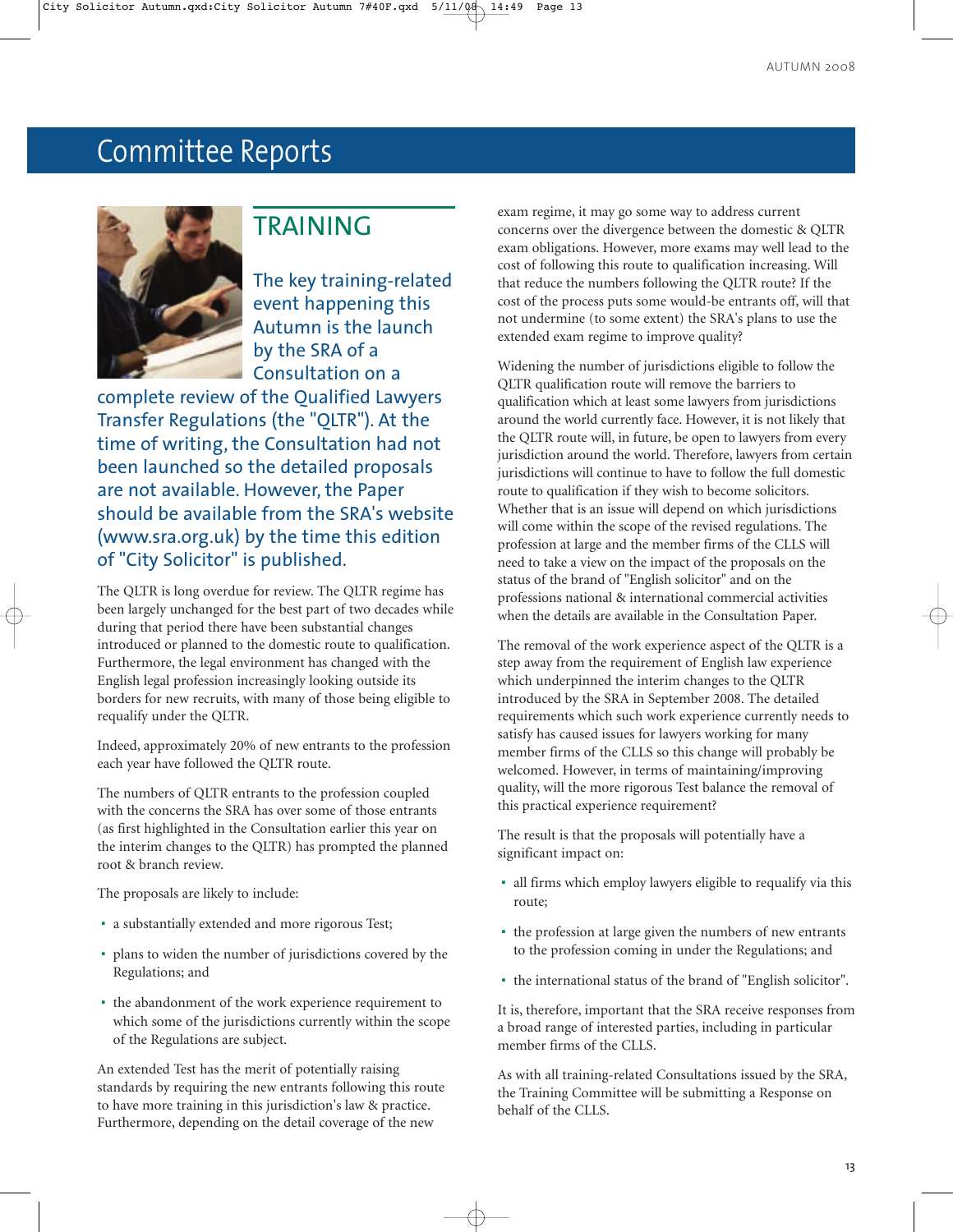# Committee Reports

## TRAINING

**The key training-related event happening this Autumn is the launch by the SRA of a Consultation on a complete review of the Qualified Lawyers Transfer Regulations (the "QLTR"). At the time of writing, the Consultation had not been launched so the detailed proposals are not available. However, the Paper should be available from the SRA's website (www.sra.org.uk) by the time this edition of "City Solicitor" is published.**

The QLTR is long overdue for review. The QLTR regime has been largely unchanged for the best part of two decades while during that period there have been substantial changes introduced or planned to the domestic route to qualification. Furthermore, the legal environment has changed with the English legal profession increasingly looking outside its borders for new recruits, with many of those being eligible to requalify under the QLTR.

Indeed, approximately 20% of new entrants to the profession each year have followed the QLTR route.

The numbers of QLTR entrants to the profession coupled with the concerns the SRA has over some of those entrants (as first highlighted in the Consultation earlier this year on the interim changes to the QLTR) has prompted the planned root & branch review.

The proposals are likely to include:

- a substantially extended and more rigorous Test;
- plans to widen the number of jurisdictions covered by the Regulations; and
- the abandonment of the work experience requirement to which some of the jurisdictions currently within the scope of the Regulations are subject.

An extended Test has the merit of potentially raising standards by requiring the new entrants following this route to have more training in this jurisdiction's law & practice. Furthermore, depending on the detail coverage of the new exam regime, it may go some way to address current concerns over the divergence between the domestic & QLTR exam obligations. However, more exams may well lead to the cost of following this route to qualification increasing. Will that reduce the numbers following the QLTR route? If the cost of the process puts some would-be entrants off, will that not undermine (to some extent) the SRA's plans to use the extended exam regime to improve quality?

Widening the number of jurisdictions eligible to follow the QLTR qualification route will remove the barriers to qualification which at least some lawyers from jurisdictions around the world currently face. However, it is not likely that the QLTR route will, in future, be open to lawyers from every jurisdiction around the world. Therefore, lawyers from certain jurisdictions will continue to have to follow the full domestic route to qualification if they wish to become solicitors. Whether that is an issue will depend on which jurisdictions will come within the scope of the revised regulations. The profession at large and the member firms of the CLLS will need to take a view on the impact of the proposals on the status of the brand of "English solicitor" and on the professions national & international commercial activities when the details are available in the Consultation Paper.

The removal of the work experience aspect of the QLTR is a step away from the requirement of English law experience which underpinned the interim changes to the QLTR introduced by the SRA in September 2008. The detailed requirements which such work experience currently needs to satisfy has caused issues for lawyers working for many member firms of the CLLS so this change will probably be welcomed. However, in terms of maintaining/improving quality, will the more rigorous Test balance the removal of this practical experience requirement?

The result is that the proposals will potentially have a significant impact on:

- all firms which employ lawyers eligible to requalify via this route;
- the profession at large given the numbers of new entrants to the profession coming in under the Regulations; and
- the international status of the brand of "English solicitor".

It is, therefore, important that the SRA receive responses from a broad range of interested parties, including in particular member firms of the CLLS.

As with all training-related Consultations issued by the SRA, the Training Committee will be submitting a Response on behalf of the CLLS.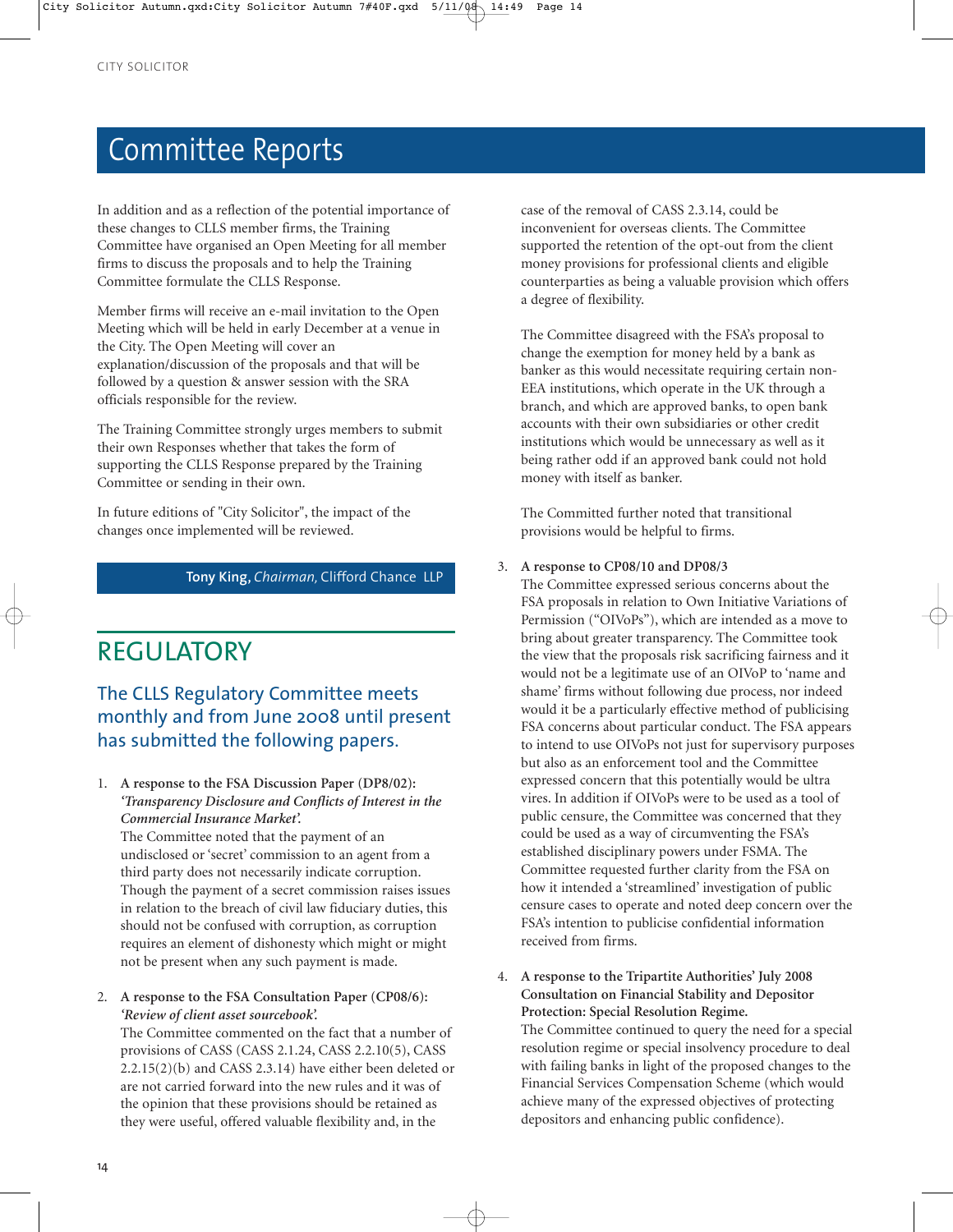# Committee Reports

In addition and as a reflection of the potential importance of these changes to CLLS member firms, the Training Committee have organised an Open Meeting for all member firms to discuss the proposals and to help the Training Committee formulate the CLLS Response.

Member firms will receive an e-mail invitation to the Open Meeting which will be held in early December at a venue in the City. The Open Meeting will cover an explanation/discussion of the proposals and that will be followed by a question & answer session with the SRA officials responsible for the review.

The Training Committee strongly urges members to submit their own Responses whether that takes the form of supporting the CLLS Response prepared by the Training Committee or sending in their own.

In future editions of "City Solicitor", the impact of the changes once implemented will be reviewed.

**Tony King**, *Chairman*, Clifford Chance LLP

## REGULATORY

### The CLLS Regulatory Committee meets monthly and from June 2008 until present has submitted the following papers.

1. **A response to the FSA Discussion Paper (DP8/02): *'Transparency Disclosure and Conflicts of Interest in the Commercial Insurance Market'.***
   The Committee noted that the payment of an undisclosed or 'secret' commission to an agent from a third party does not necessarily indicate corruption. Though the payment of a secret commission raises issues in relation to the breach of civil law fiduciary duties, this should not be confused with corruption, as corruption requires an element of dishonesty which might or might not be present when any such payment is made.

2. **A response to the FSA Consultation Paper (CP08/6): *'Review of client asset sourcebook'.***
   The Committee commented on the fact that a number of provisions of CASS (CASS 2.1.24, CASS 2.2.10(5), CASS 2.2.15(2)(b) and CASS 2.3.14) have either been deleted or are not carried forward into the new rules and it was of the opinion that these provisions should be retained as they were useful, offered valuable flexibility and, in the case of the removal of CASS 2.3.14, could be inconvenient for overseas clients. The Committee supported the retention of the opt-out from the client money provisions for professional clients and eligible counterparties as being a valuable provision which offers a degree of flexibility.

   The Committee disagreed with the FSA's proposal to change the exemption for money held by a bank as banker as this would necessitate requiring certain non-EEA institutions, which operate in the UK through a branch, and which are approved banks, to open bank accounts with their own subsidiaries or other credit institutions which would be unnecessary as well as it being rather odd if an approved bank could not hold money with itself as banker.

   The Committed further noted that transitional provisions would be helpful to firms.

3. **A response to CP08/10 and DP08/3**
   The Committee expressed serious concerns about the FSA proposals in relation to Own Initiative Variations of Permission ("OIVoPs"), which are intended as a move to bring about greater transparency. The Committee took the view that the proposals risk sacrificing fairness and it would not be a legitimate use of an OIVoP to 'name and shame' firms without following due process, nor indeed would it be a particularly effective method of publicising FSA concerns about particular conduct. The FSA appears to intend to use OIVoPs not just for supervisory purposes but also as an enforcement tool and the Committee expressed concern that this potentially would be ultra vires. In addition if OIVoPs were to be used as a tool of public censure, the Committee was concerned that they could be used as a way of circumventing the FSA's established disciplinary powers under FSMA. The Committee requested further clarity from the FSA on how it intended a 'streamlined' investigation of public censure cases to operate and noted deep concern over the FSA's intention to publicise confidential information received from firms.

4. **A response to the Tripartite Authorities' July 2008 Consultation on Financial Stability and Depositor Protection: Special Resolution Regime.**
   The Committee continued to query the need for a special resolution regime or special insolvency procedure to deal with failing banks in light of the proposed changes to the Financial Services Compensation Scheme (which would achieve many of the expressed objectives of protecting depositors and enhancing public confidence).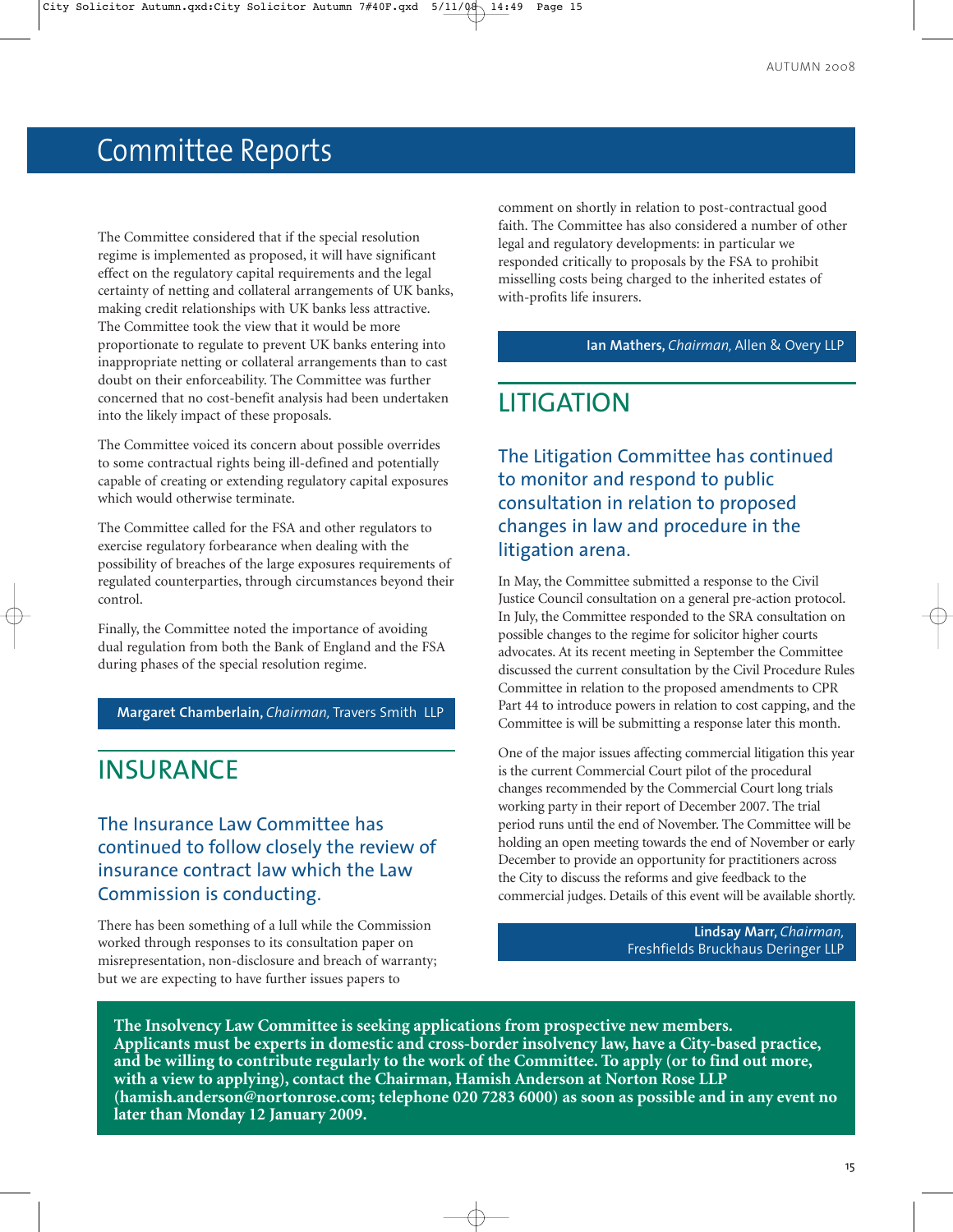# Committee Reports

The Committee considered that if the special resolution regime is implemented as proposed, it will have significant effect on the regulatory capital requirements and the legal certainty of netting and collateral arrangements of UK banks, making credit relationships with UK banks less attractive. The Committee took the view that it would be more proportionate to regulate to prevent UK banks entering into inappropriate netting or collateral arrangements than to cast doubt on their enforceability. The Committee was further concerned that no cost-benefit analysis had been undertaken into the likely impact of these proposals.

The Committee voiced its concern about possible overrides to some contractual rights being ill-defined and potentially capable of creating or extending regulatory capital exposures which would otherwise terminate.

The Committee called for the FSA and other regulators to exercise regulatory forbearance when dealing with the possibility of breaches of the large exposures requirements of regulated counterparties, through circumstances beyond their control.

Finally, the Committee noted the importance of avoiding dual regulation from both the Bank of England and the FSA during phases of the special resolution regime.

**Margaret Chamberlain,** *Chairman,* Travers Smith LLP

## INSURANCE

### The Insurance Law Committee has continued to follow closely the review of insurance contract law which the Law Commission is conducting.

There has been something of a lull while the Commission worked through responses to its consultation paper on misrepresentation, non-disclosure and breach of warranty; but we are expecting to have further issues papers to comment on shortly in relation to post-contractual good faith. The Committee has also considered a number of other legal and regulatory developments: in particular we responded critically to proposals by the FSA to prohibit misselling costs being charged to the inherited estates of with-profits life insurers.

**Ian Mathers,** *Chairman,* Allen & Overy LLP

## LITIGATION

### The Litigation Committee has continued to monitor and respond to public consultation in relation to proposed changes in law and procedure in the litigation arena.

In May, the Committee submitted a response to the Civil Justice Council consultation on a general pre-action protocol. In July, the Committee responded to the SRA consultation on possible changes to the regime for solicitor higher courts advocates. At its recent meeting in September the Committee discussed the current consultation by the Civil Procedure Rules Committee in relation to the proposed amendments to CPR Part 44 to introduce powers in relation to cost capping, and the Committee is will be submitting a response later this month.

One of the major issues affecting commercial litigation this year is the current Commercial Court pilot of the procedural changes recommended by the Commercial Court long trials working party in their report of December 2007. The trial period runs until the end of November. The Committee will be holding an open meeting towards the end of November or early December to provide an opportunity for practitioners across the City to discuss the reforms and give feedback to the commercial judges. Details of this event will be available shortly.

**Lindsay Marr,** *Chairman,* Freshfields Bruckhaus Deringer LLP

**The Insolvency Law Committee is seeking applications from prospective new members. Applicants must be experts in domestic and cross-border insolvency law, have a City-based practice, and be willing to contribute regularly to the work of the Committee. To apply (or to find out more, with a view to applying), contact the Chairman, Hamish Anderson at Norton Rose LLP (hamish.anderson@nortonrose.com; telephone 020 7283 6000) as soon as possible and in any event no later than Monday 12 January 2009.**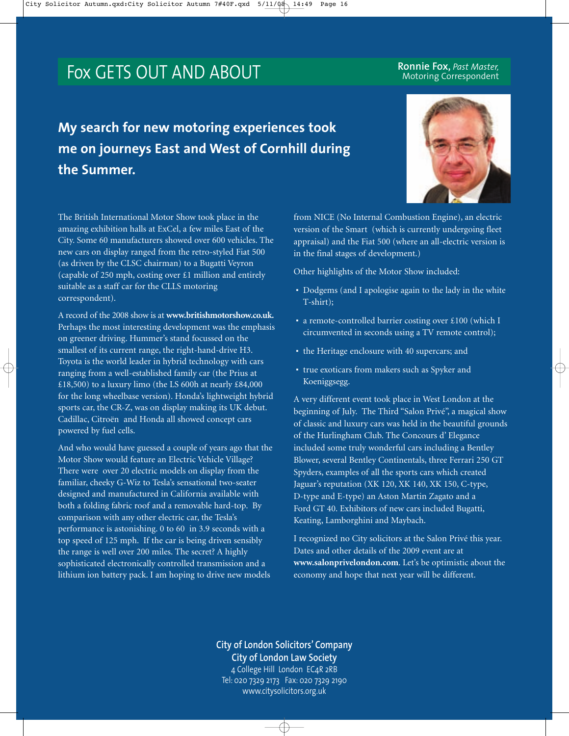# Fox GETS OUT AND ABOUT

**Ronnie Fox,** *Past Master,* Motoring Correspondent

## My search for new motoring experiences took me on journeys East and West of Cornhill during the Summer.

The British International Motor Show took place in the amazing exhibition halls at ExCel, a few miles East of the City. Some 60 manufacturers showed over 600 vehicles. The new cars on display ranged from the retro-styled Fiat 500 (as driven by the CLSC chairman) to a Bugatti Veyron (capable of 250 mph, costing over £1 million and entirely suitable as a staff car for the CLLS motoring correspondent).

A record of the 2008 show is at **www.britishmotorshow.co.uk.** Perhaps the most interesting development was the emphasis on greener driving. Hummer's stand focussed on the smallest of its current range, the right-hand-drive H3. Toyota is the world leader in hybrid technology with cars ranging from a well-established family car (the Prius at £18,500) to a luxury limo (the LS 600h at nearly £84,000 for the long wheelbase version). Honda's lightweight hybrid sports car, the CR-Z, was on display making its UK debut. Cadillac, Citroën and Honda all showed concept cars powered by fuel cells.

And who would have guessed a couple of years ago that the Motor Show would feature an Electric Vehicle Village? There were over 20 electric models on display from the familiar, cheeky G-Wiz to Tesla's sensational two-seater designed and manufactured in California available with both a folding fabric roof and a removable hard-top. By comparison with any other electric car, the Tesla's performance is astonishing. 0 to 60 in 3.9 seconds with a top speed of 125 mph. If the car is being driven sensibly the range is well over 200 miles. The secret? A highly sophisticated electronically controlled transmission and a lithium ion battery pack. I am hoping to drive new models from NICE (No Internal Combustion Engine), an electric version of the Smart (which is currently undergoing fleet appraisal) and the Fiat 500 (where an all-electric version is in the final stages of development.)

Other highlights of the Motor Show included:

- Dodgems (and I apologise again to the lady in the white T-shirt);
- a remote-controlled barrier costing over £100 (which I circumvented in seconds using a TV remote control);
- the Heritage enclosure with 40 supercars; and
- true exoticars from makers such as Spyker and Koeniggsegg.

A very different event took place in West London at the beginning of July. The Third "Salon Privé", a magical show of classic and luxury cars was held in the beautiful grounds of the Hurlingham Club. The Concours d' Elegance included some truly wonderful cars including a Bentley Blower, several Bentley Continentals, three Ferrari 250 GT Spyders, examples of all the sports cars which created Jaguar's reputation (XK 120, XK 140, XK 150, C-type, D-type and E-type) an Aston Martin Zagato and a Ford GT 40. Exhibitors of new cars included Bugatti, Keating, Lamborghini and Maybach.

I recognized no City solicitors at the Salon Privé this year. Dates and other details of the 2009 event are at **www.salonprivelondon.com**. Let's be optimistic about the economy and hope that next year will be different.

**City of London Solicitors' Company**
**City of London Law Society**
4 College Hill London EC4R 2RB
Tel: 020 7329 2173 Fax: 020 7329 2190
www.citysolicitors.org.uk